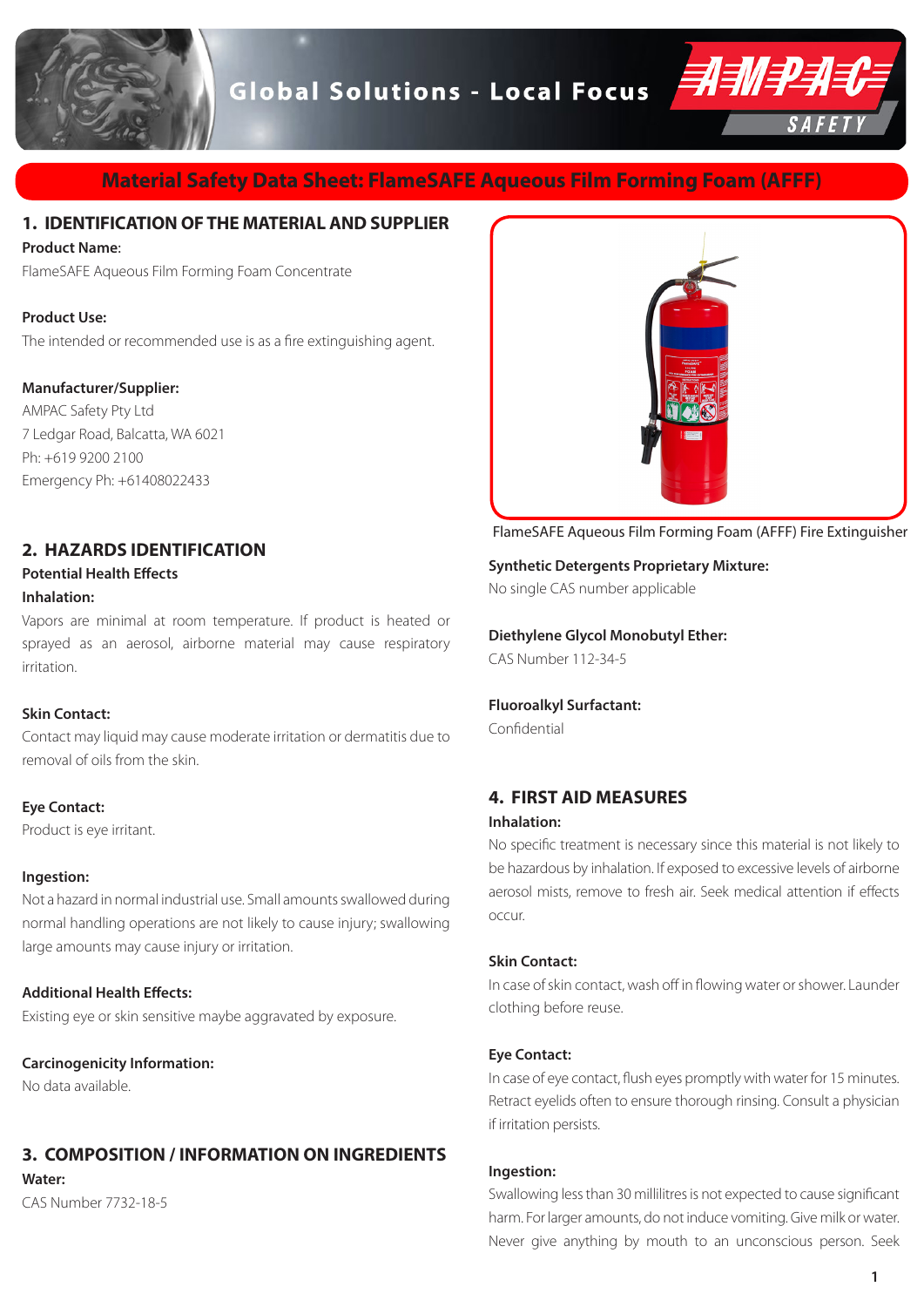# Material Safety Data Sheet: FlameSAFE Aqueous Film Forming Foam (AFFF)

## 1. IDENTIFICATION OF THE MATERIAL AND SUPPLIER

**Product Name**:

FlameSAFE Aqueous Film Forming Foam Concentrate

**Product Use:**

The intended or recommended use is as a fire extinguishing agent.

**Manufacturer/Supplier:**

AMPAC Safety Pty Ltd
7 Ledgar Road, Balcatta, WA 6021
Ph: +619 9200 2100
Emergency Ph: +61408022433

## 2. HAZARDS IDENTIFICATION

**Potential Health Effects**

**Inhalation:**

Vapors are minimal at room temperature. If product is heated or sprayed as an aerosol, airborne material may cause respiratory irritation.

**Skin Contact:**

Contact may liquid may cause moderate irritation or dermatitis due to removal of oils from the skin.

**Eye Contact:**

Product is eye irritant.

**Ingestion:**

Not a hazard in normal industrial use. Small amounts swallowed during normal handling operations are not likely to cause injury; swallowing large amounts may cause injury or irritation.

**Additional Health Effects:**

Existing eye or skin sensitive maybe aggravated by exposure.

**Carcinogenicity Information:**

No data available.

## 3. COMPOSITION / INFORMATION ON INGREDIENTS

**Water:**

CAS Number 7732-18-5

FlameSAFE Aqueous Film Forming Foam (AFFF) Fire Extinguisher

**Synthetic Detergents Proprietary Mixture:**

No single CAS number applicable

**Diethylene Glycol Monobutyl Ether:**

CAS Number 112-34-5

**Fluoroalkyl Surfactant:**

Confidential

## 4. FIRST AID MEASURES

**Inhalation:**

No specific treatment is necessary since this material is not likely to be hazardous by inhalation. If exposed to excessive levels of airborne aerosol mists, remove to fresh air. Seek medical attention if effects occur.

**Skin Contact:**

In case of skin contact, wash off in flowing water or shower. Launder clothing before reuse.

**Eye Contact:**

In case of eye contact, flush eyes promptly with water for 15 minutes. Retract eyelids often to ensure thorough rinsing. Consult a physician if irritation persists.

**Ingestion:**

Swallowing less than 30 millilitres is not expected to cause significant harm. For larger amounts, do not induce vomiting. Give milk or water. Never give anything by mouth to an unconscious person. Seek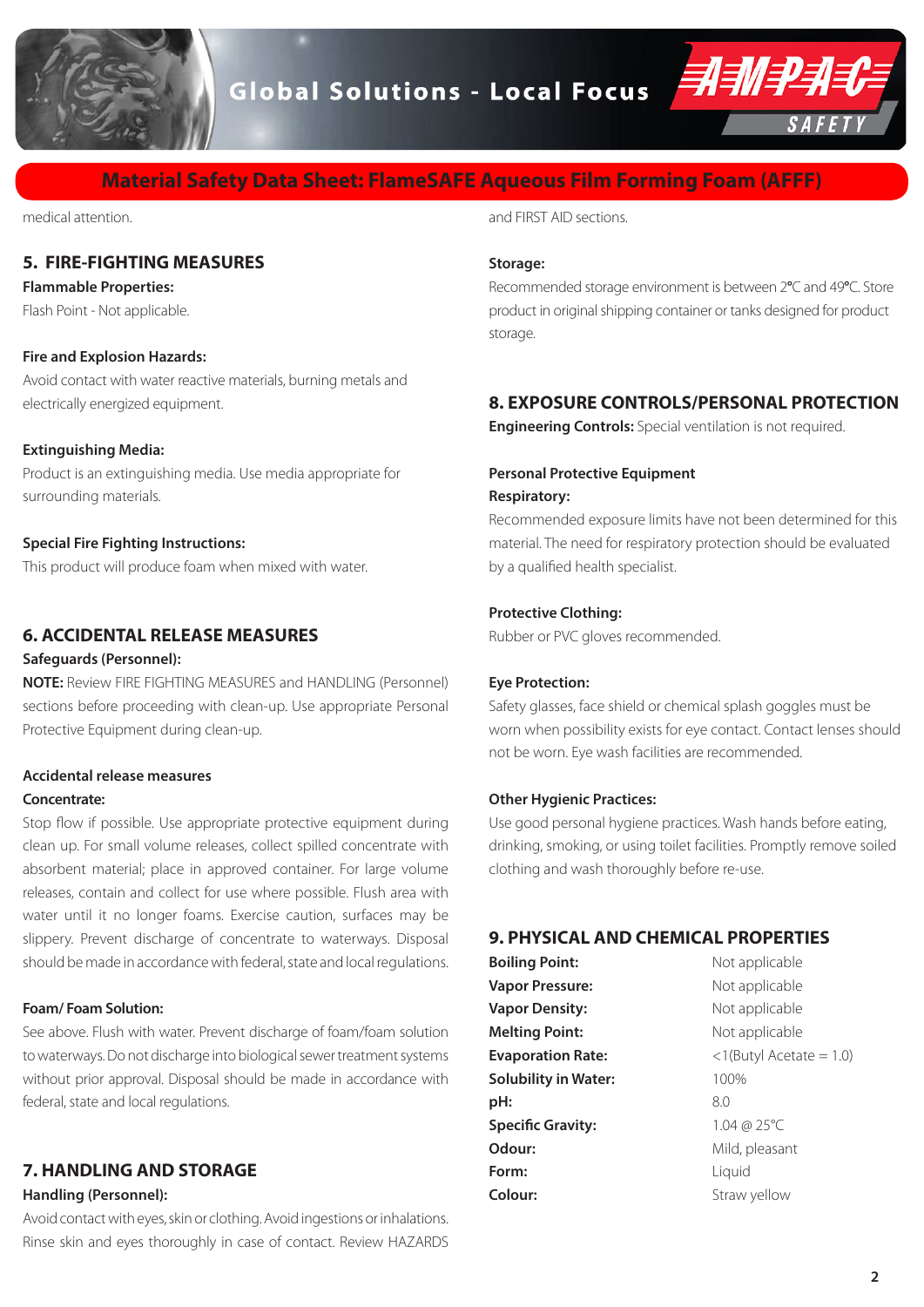medical attention.

## 5. FIRE-FIGHTING MEASURES

**Flammable Properties:**

Flash Point - Not applicable.

**Fire and Explosion Hazards:**

Avoid contact with water reactive materials, burning metals and electrically energized equipment.

**Extinguishing Media:**

Product is an extinguishing media. Use media appropriate for surrounding materials.

**Special Fire Fighting Instructions:**

This product will produce foam when mixed with water.

## 6. ACCIDENTAL RELEASE MEASURES

**Safeguards (Personnel):**

**NOTE:** Review FIRE FIGHTING MEASURES and HANDLING (Personnel) sections before proceeding with clean-up. Use appropriate Personal Protective Equipment during clean-up.

**Accidental release measures**

**Concentrate:**

Stop flow if possible. Use appropriate protective equipment during clean up. For small volume releases, collect spilled concentrate with absorbent material; place in approved container. For large volume releases, contain and collect for use where possible. Flush area with water until it no longer foams. Exercise caution, surfaces may be slippery. Prevent discharge of concentrate to waterways. Disposal should be made in accordance with federal, state and local regulations.

**Foam/ Foam Solution:**

See above. Flush with water. Prevent discharge of foam/foam solution to waterways. Do not discharge into biological sewer treatment systems without prior approval. Disposal should be made in accordance with federal, state and local regulations.

## 7. HANDLING AND STORAGE

**Handling (Personnel):**

Avoid contact with eyes, skin or clothing. Avoid ingestions or inhalations. Rinse skin and eyes thoroughly in case of contact. Review HAZARDS and FIRST AID sections.

**Storage:**

Recommended storage environment is between 2°C and 49°C. Store product in original shipping container or tanks designed for product storage.

## 8. EXPOSURE CONTROLS/PERSONAL PROTECTION

**Engineering Controls:** Special ventilation is not required.

**Personal Protective Equipment**

**Respiratory:**

Recommended exposure limits have not been determined for this material. The need for respiratory protection should be evaluated by a qualified health specialist.

**Protective Clothing:**

Rubber or PVC gloves recommended.

**Eye Protection:**

Safety glasses, face shield or chemical splash goggles must be worn when possibility exists for eye contact. Contact lenses should not be worn. Eye wash facilities are recommended.

**Other Hygienic Practices:**

Use good personal hygiene practices. Wash hands before eating, drinking, smoking, or using toilet facilities. Promptly remove soiled clothing and wash thoroughly before re-use.

## 9. PHYSICAL AND CHEMICAL PROPERTIES

| | |
|---|---|
| **Boiling Point:** | Not applicable |
| **Vapor Pressure:** | Not applicable |
| **Vapor Density:** | Not applicable |
| **Melting Point:** | Not applicable |
| **Evaporation Rate:** | <1(Butyl Acetate = 1.0) |
| **Solubility in Water:** | 100% |
| **pH:** | 8.0 |
| **Specific Gravity:** | 1.04 @ 25°C |
| **Odour:** | Mild, pleasant |
| **Form:** | Liquid |
| **Colour:** | Straw yellow |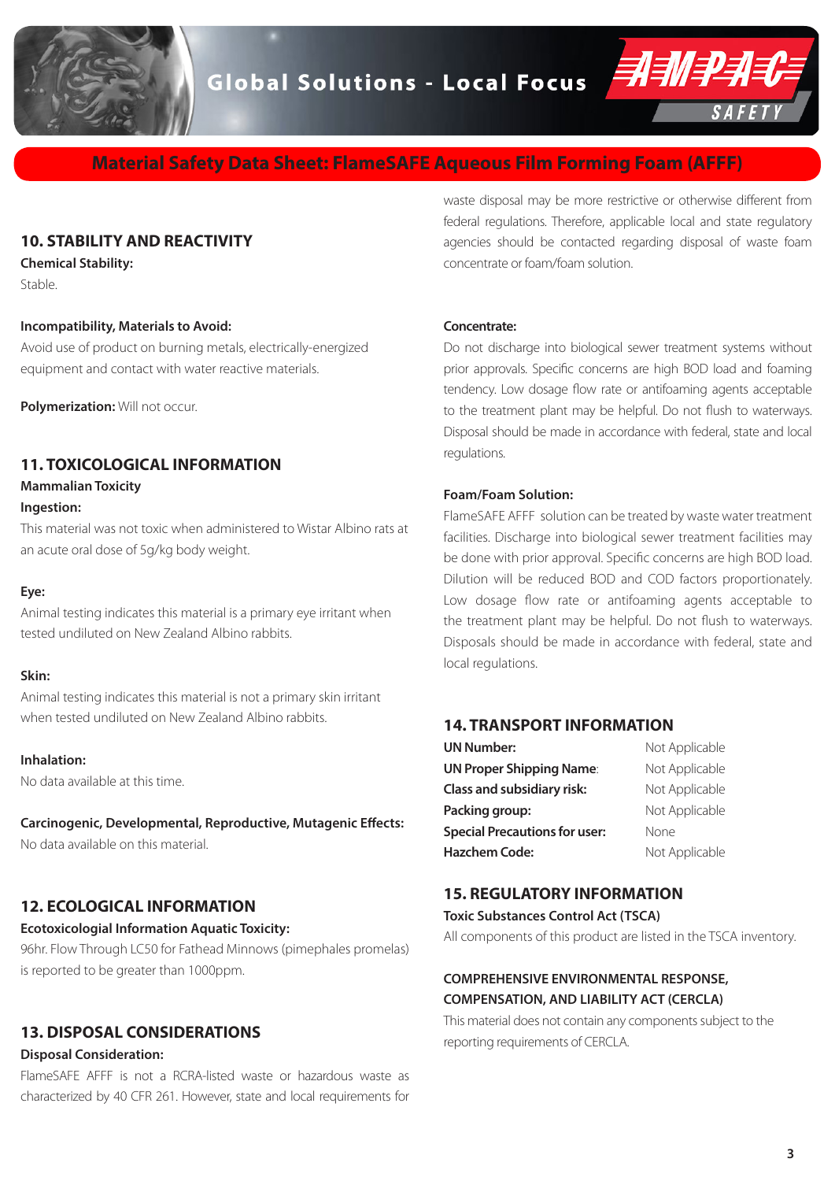## 10. STABILITY AND REACTIVITY

**Chemical Stability:**
Stable.

**Incompatibility, Materials to Avoid:**
Avoid use of product on burning metals, electrically-energized equipment and contact with water reactive materials.

**Polymerization:** Will not occur.

## 11. TOXICOLOGICAL INFORMATION

**Mammalian Toxicity**

**Ingestion:**
This material was not toxic when administered to Wistar Albino rats at an acute oral dose of 5g/kg body weight.

**Eye:**
Animal testing indicates this material is a primary eye irritant when tested undiluted on New Zealand Albino rabbits.

**Skin:**
Animal testing indicates this material is not a primary skin irritant when tested undiluted on New Zealand Albino rabbits.

**Inhalation:**
No data available at this time.

**Carcinogenic, Developmental, Reproductive, Mutagenic Effects:**
No data available on this material.

## 12. ECOLOGICAL INFORMATION

**Ecotoxicologial Information Aquatic Toxicity:**
96hr. Flow Through LC50 for Fathead Minnows (pimephales promelas) is reported to be greater than 1000ppm.

## 13. DISPOSAL CONSIDERATIONS

**Disposal Consideration:**
FlameSAFE AFFF is not a RCRA-listed waste or hazardous waste as characterized by 40 CFR 261. However, state and local requirements for waste disposal may be more restrictive or otherwise different from federal regulations. Therefore, applicable local and state regulatory agencies should be contacted regarding disposal of waste foam concentrate or foam/foam solution.

**Concentrate:**
Do not discharge into biological sewer treatment systems without prior approvals. Specific concerns are high BOD load and foaming tendency. Low dosage flow rate or antifoaming agents acceptable to the treatment plant may be helpful. Do not flush to waterways. Disposal should be made in accordance with federal, state and local regulations.

**Foam/Foam Solution:**
FlameSAFE AFFF solution can be treated by waste water treatment facilities. Discharge into biological sewer treatment facilities may be done with prior approval. Specific concerns are high BOD load. Dilution will be reduced BOD and COD factors proportionately. Low dosage flow rate or antifoaming agents acceptable to the treatment plant may be helpful. Do not flush to waterways. Disposals should be made in accordance with federal, state and local regulations.

## 14. TRANSPORT INFORMATION

| | |
|---|---|
| **UN Number:** | Not Applicable |
| **UN Proper Shipping Name**: | Not Applicable |
| **Class and subsidiary risk:** | Not Applicable |
| **Packing group:** | Not Applicable |
| **Special Precautions for user:** | None |
| **Hazchem Code:** | Not Applicable |

## 15. REGULATORY INFORMATION

**Toxic Substances Control Act (TSCA)**
All components of this product are listed in the TSCA inventory.

**COMPREHENSIVE ENVIRONMENTAL RESPONSE, COMPENSATION, AND LIABILITY ACT (CERCLA)**
This material does not contain any components subject to the reporting requirements of CERCLA.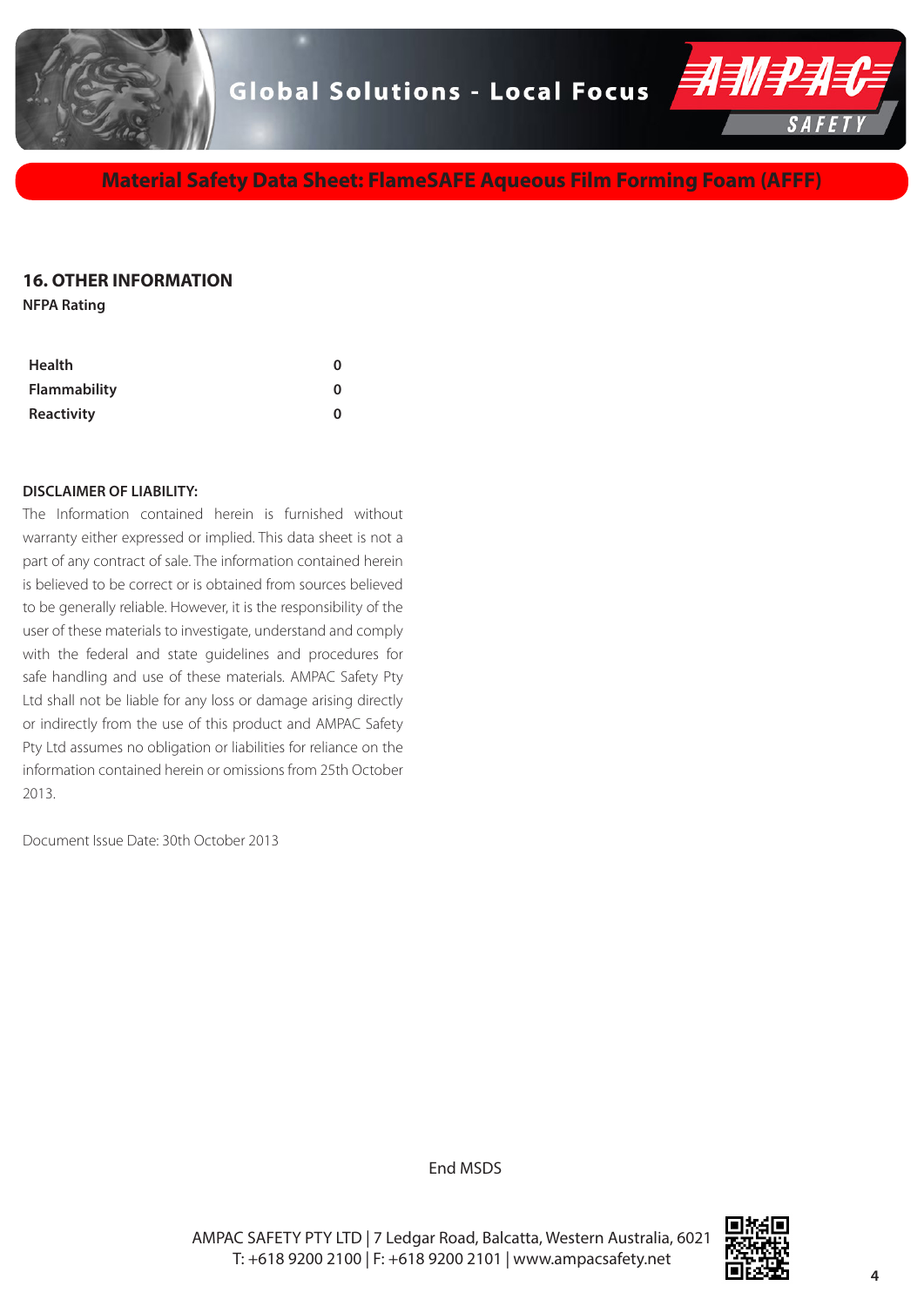## 16. OTHER INFORMATION

**NFPA Rating**

| | |
|---|---|
| **Health** | **0** |
| **Flammability** | **0** |
| **Reactivity** | **0** |

**DISCLAIMER OF LIABILITY:**

The Information contained herein is furnished without warranty either expressed or implied. This data sheet is not a part of any contract of sale. The information contained herein is believed to be correct or is obtained from sources believed to be generally reliable. However, it is the responsibility of the user of these materials to investigate, understand and comply with the federal and state guidelines and procedures for safe handling and use of these materials. AMPAC Safety Pty Ltd shall not be liable for any loss or damage arising directly or indirectly from the use of this product and AMPAC Safety Pty Ltd assumes no obligation or liabilities for reliance on the information contained herein or omissions from 25th October 2013.

Document Issue Date: 30th October 2013

End MSDS